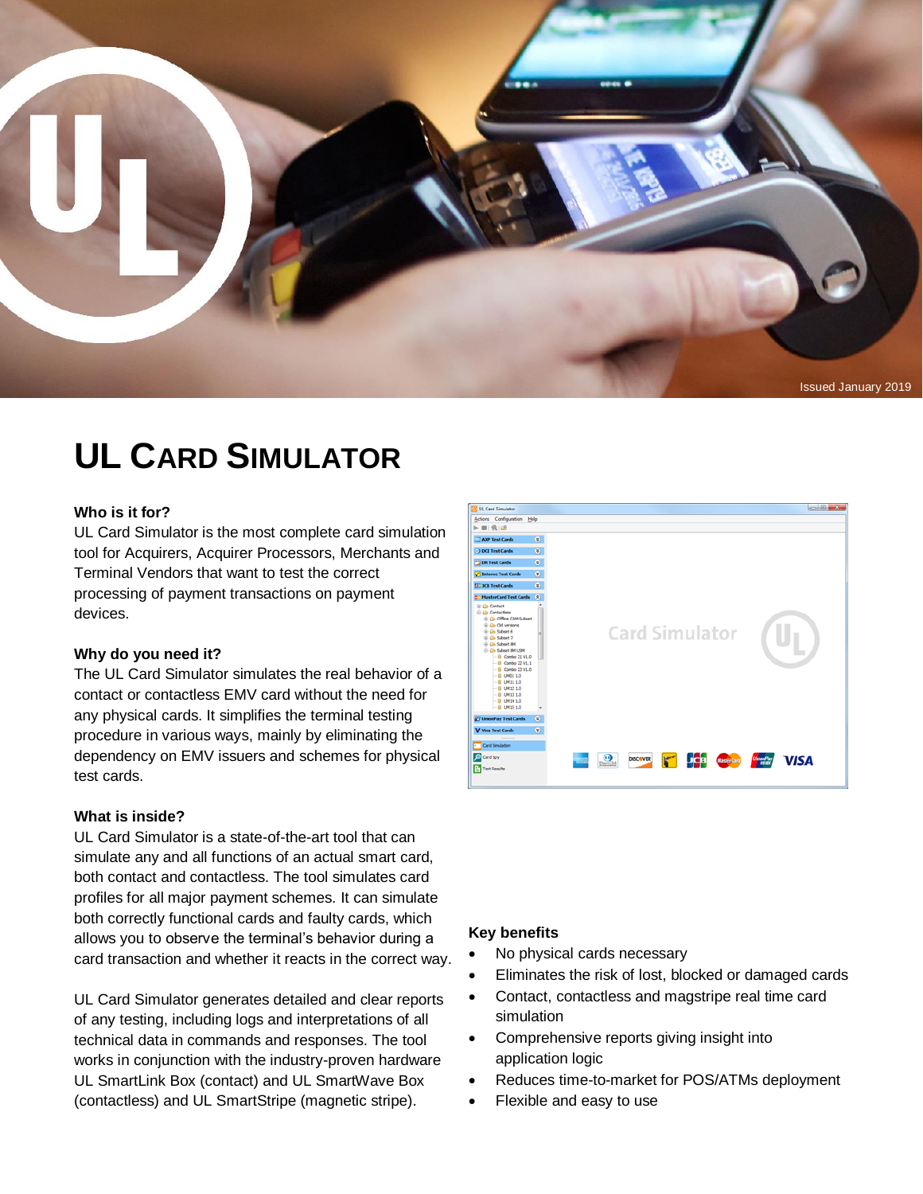Issued January 2019

# UL Card Simulator

### Who is it for?

UL Card Simulator is the most complete card simulation tool for Acquirers, Acquirer Processors, Merchants and Terminal Vendors that want to test the correct processing of payment transactions on payment devices.

### Why do you need it?

The UL Card Simulator simulates the real behavior of a contact or contactless EMV card without the need for any physical cards. It simplifies the terminal testing procedure in various ways, mainly by eliminating the dependency on EMV issuers and schemes for physical test cards.

### What is inside?

UL Card Simulator is a state-of-the-art tool that can simulate any and all functions of an actual smart card, both contact and contactless. The tool simulates card profiles for all major payment schemes. It can simulate both correctly functional cards and faulty cards, which allows you to observe the terminal's behavior during a card transaction and whether it reacts in the correct way.

UL Card Simulator generates detailed and clear reports of any testing, including logs and interpretations of all technical data in commands and responses. The tool works in conjunction with the industry-proven hardware UL SmartLink Box (contact) and UL SmartWave Box (contactless) and UL SmartStripe (magnetic stripe).

### Key benefits

- No physical cards necessary
- Eliminates the risk of lost, blocked or damaged cards
- Contact, contactless and magstripe real time card simulation
- Comprehensive reports giving insight into application logic
- Reduces time-to-market for POS/ATMs deployment
- Flexible and easy to use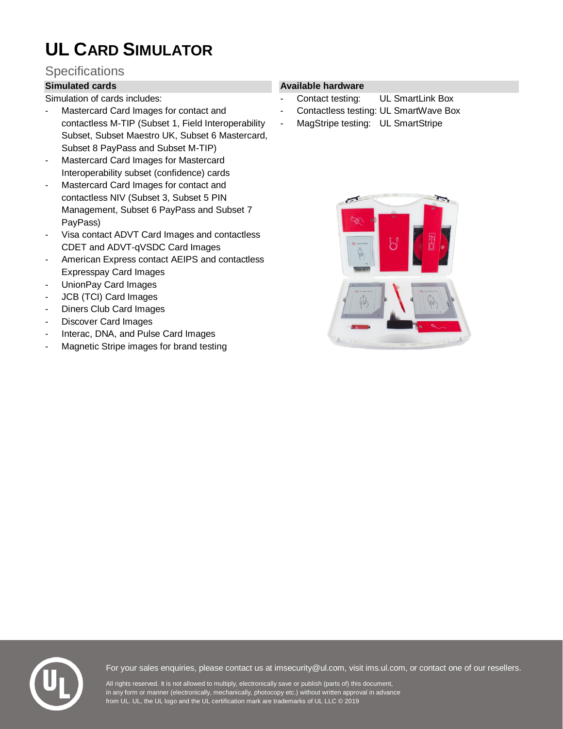# UL CARD SIMULATOR

## Specifications

### Simulated cards

Simulation of cards includes:

- Mastercard Card Images for contact and contactless M-TIP (Subset 1, Field Interoperability Subset, Subset Maestro UK, Subset 6 Mastercard, Subset 8 PayPass and Subset M-TIP)
- Mastercard Card Images for Mastercard Interoperability subset (confidence) cards
- Mastercard Card Images for contact and contactless NIV (Subset 3, Subset 5 PIN Management, Subset 6 PayPass and Subset 7 PayPass)
- Visa contact ADVT Card Images and contactless CDET and ADVT-qVSDC Card Images
- American Express contact AEIPS and contactless Expresspay Card Images
- UnionPay Card Images
- JCB (TCI) Card Images
- Diners Club Card Images
- Discover Card Images
- Interac, DNA, and Pulse Card Images
- Magnetic Stripe images for brand testing

### Available hardware

- Contact testing: UL SmartLink Box
- Contactless testing: UL SmartWave Box
- MagStripe testing: UL SmartStripe

For your sales enquiries, please contact us at imsecurity@ul.com, visit ims.ul.com, or contact one of our resellers.

All rights reserved. It is not allowed to multiply, electronically save or publish (parts of) this document, in any form or manner (electronically, mechanically, photocopy etc.) without written approval in advance from UL. UL, the UL logo and the UL certification mark are trademarks of UL LLC © 2019